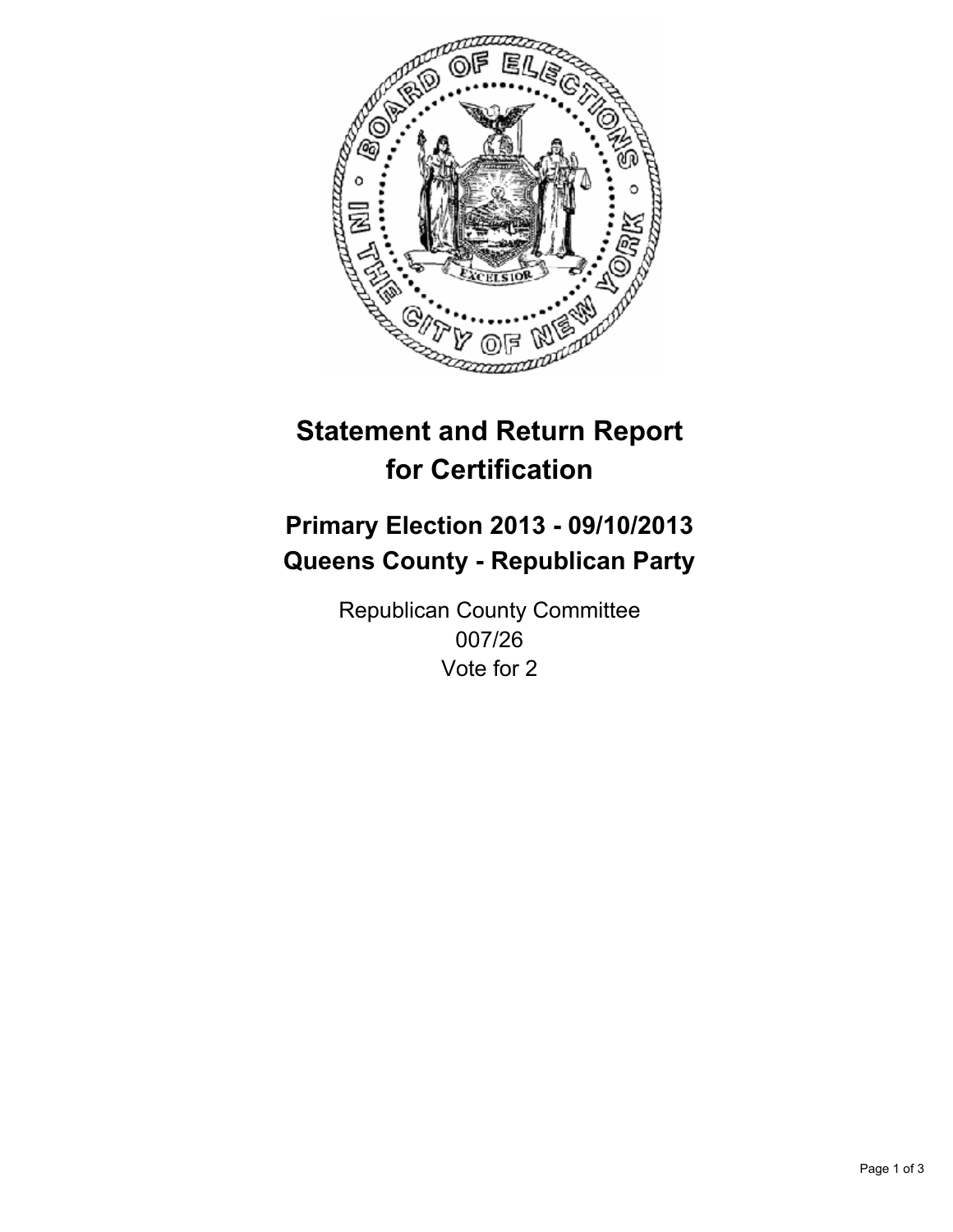# Statement and Return Report for Certification

## Primary Election 2013 - 09/10/2013
## Queens County - Republican Party

Republican County Committee
007/26
Vote for 2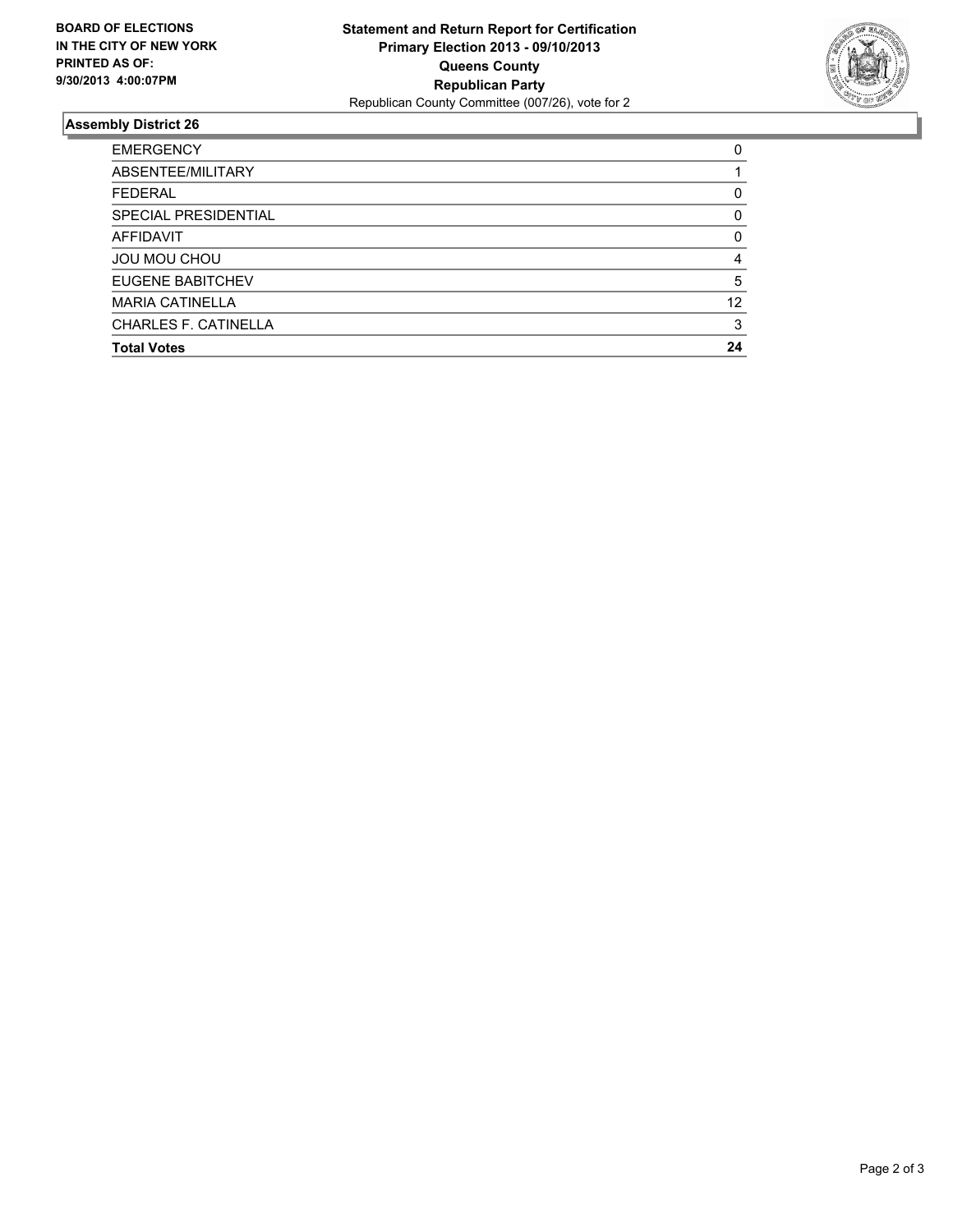**BOARD OF ELECTIONS IN THE CITY OF NEW YORK PRINTED AS OF: 9/30/2013 4:00:07PM**

**Statement and Return Report for Certification**
**Primary Election 2013 - 09/10/2013**
**Queens County**
**Republican Party**
Republican County Committee (007/26), vote for 2

## Assembly District 26

| | |
|---|---|
| EMERGENCY | 0 |
| ABSENTEE/MILITARY | 1 |
| FEDERAL | 0 |
| SPECIAL PRESIDENTIAL | 0 |
| AFFIDAVIT | 0 |
| JOU MOU CHOU | 4 |
| EUGENE BABITCHEV | 5 |
| MARIA CATINELLA | 12 |
| CHARLES F. CATINELLA | 3 |
| **Total Votes** | **24** |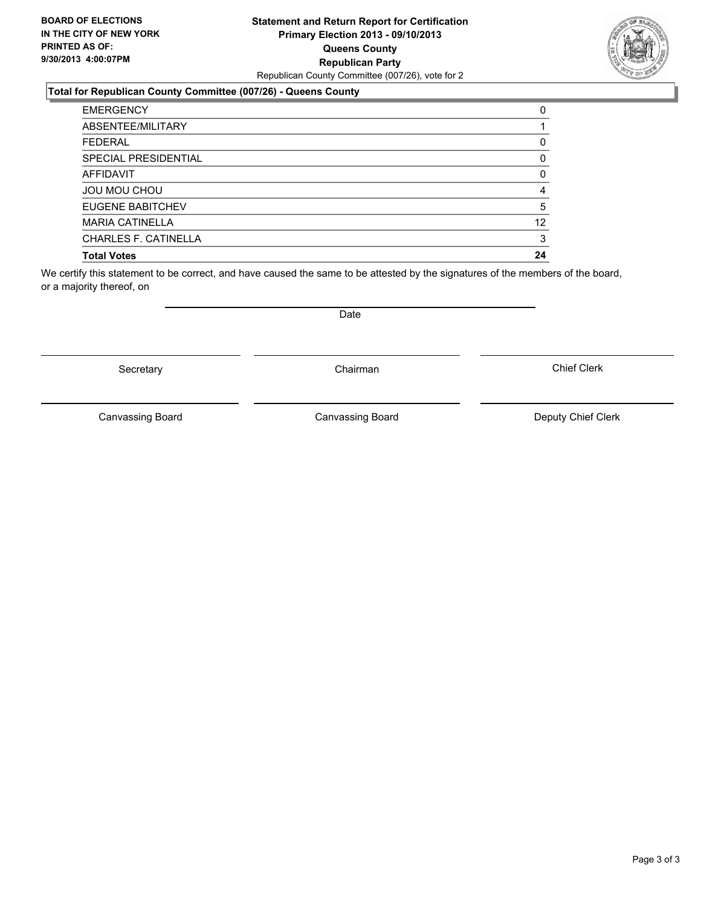**BOARD OF ELECTIONS IN THE CITY OF NEW YORK PRINTED AS OF: 9/30/2013 4:00:07PM**

**Statement and Return Report for Certification**
**Primary Election 2013 - 09/10/2013**
**Queens County**
**Republican Party**
Republican County Committee (007/26), vote for 2

### Total for Republican County Committee (007/26) - Queens County

| | |
|---|---|
| EMERGENCY | 0 |
| ABSENTEE/MILITARY | 1 |
| FEDERAL | 0 |
| SPECIAL PRESIDENTIAL | 0 |
| AFFIDAVIT | 0 |
| JOU MOU CHOU | 4 |
| EUGENE BABITCHEV | 5 |
| MARIA CATINELLA | 12 |
| CHARLES F. CATINELLA | 3 |
| **Total Votes** | **24** |

We certify this statement to be correct, and have caused the same to be attested by the signatures of the members of the board, or a majority thereof, on

Date

Secretary

Chairman

Chief Clerk

Canvassing Board

Canvassing Board

Deputy Chief Clerk